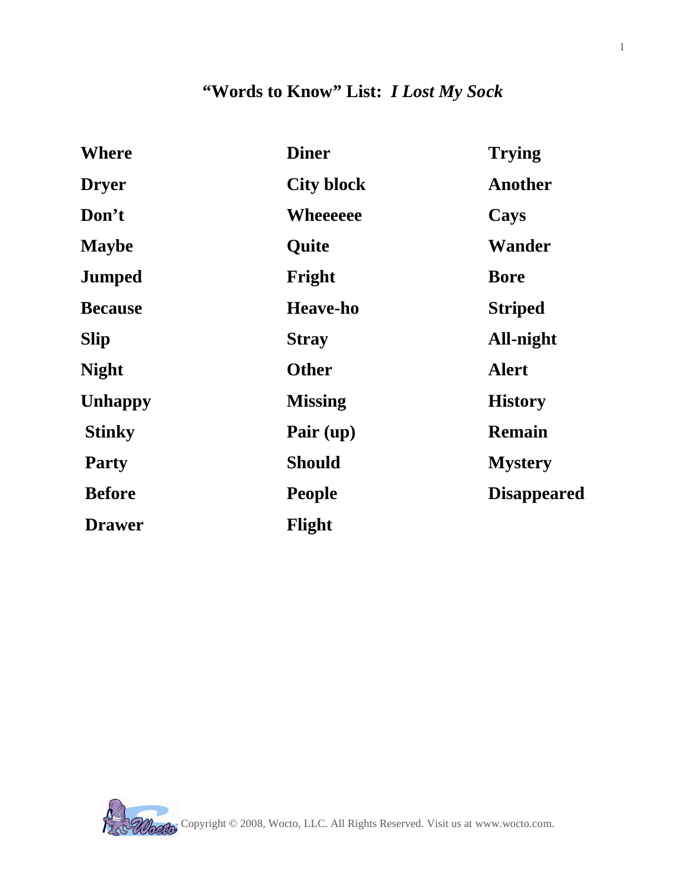# "Words to Know" List: *I Lost My Sock*

| | | |
|---|---|---|
| **Where** | **Diner** | **Trying** |
| **Dryer** | **City block** | **Another** |
| **Don't** | **Wheeeeee** | **Cays** |
| **Maybe** | **Quite** | **Wander** |
| **Jumped** | **Fright** | **Bore** |
| **Because** | **Heave-ho** | **Striped** |
| **Slip** | **Stray** | **All-night** |
| **Night** | **Other** | **Alert** |
| **Unhappy** | **Missing** | **History** |
| **Stinky** | **Pair (up)** | **Remain** |
| **Party** | **Should** | **Mystery** |
| **Before** | **People** | **Disappeared** |
| **Drawer** | **Flight** | |

Copyright © 2008, Wocto, LLC. All Rights Reserved. Visit us at www.wocto.com.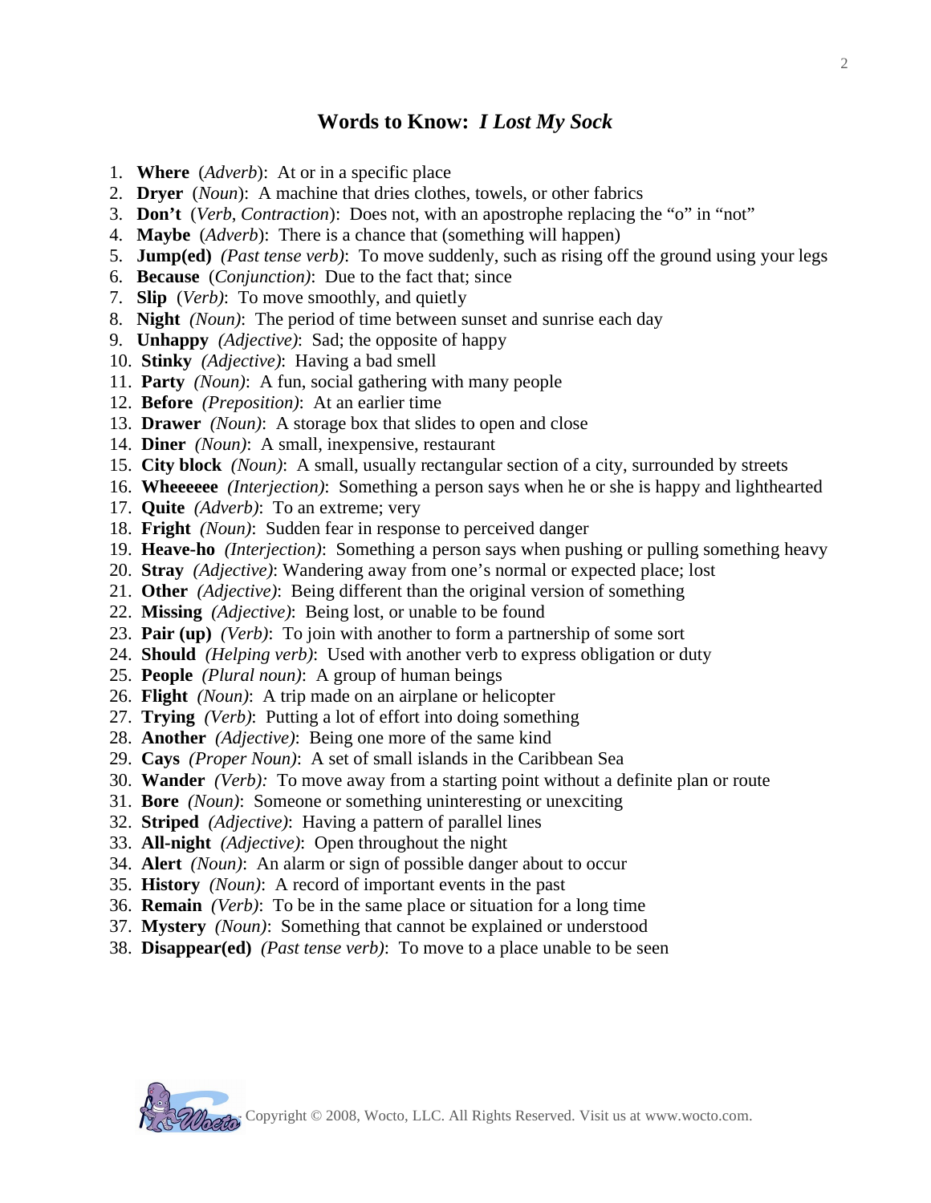## Words to Know: *I Lost My Sock*

1. **Where** (*Adverb*): At or in a specific place
2. **Dryer** (*Noun*): A machine that dries clothes, towels, or other fabrics
3. **Don't** (*Verb*, *Contraction*): Does not, with an apostrophe replacing the "o" in "not"
4. **Maybe** (*Adverb*): There is a chance that (something will happen)
5. **Jump(ed)** *(Past tense verb)*: To move suddenly, such as rising off the ground using your legs
6. **Because** (*Conjunction)*: Due to the fact that; since
7. **Slip** (*Verb)*: To move smoothly, and quietly
8. **Night** *(Noun)*: The period of time between sunset and sunrise each day
9. **Unhappy** *(Adjective)*: Sad; the opposite of happy
10. **Stinky** *(Adjective)*: Having a bad smell
11. **Party** *(Noun)*: A fun, social gathering with many people
12. **Before** *(Preposition)*: At an earlier time
13. **Drawer** *(Noun)*: A storage box that slides to open and close
14. **Diner** *(Noun)*: A small, inexpensive, restaurant
15. **City block** *(Noun)*: A small, usually rectangular section of a city, surrounded by streets
16. **Wheeeeee** *(Interjection)*: Something a person says when he or she is happy and lighthearted
17. **Quite** *(Adverb)*: To an extreme; very
18. **Fright** *(Noun)*: Sudden fear in response to perceived danger
19. **Heave-ho** *(Interjection)*: Something a person says when pushing or pulling something heavy
20. **Stray** *(Adjective)*: Wandering away from one's normal or expected place; lost
21. **Other** *(Adjective)*: Being different than the original version of something
22. **Missing** *(Adjective)*: Being lost, or unable to be found
23. **Pair (up)** *(Verb)*: To join with another to form a partnership of some sort
24. **Should** *(Helping verb)*: Used with another verb to express obligation or duty
25. **People** *(Plural noun)*: A group of human beings
26. **Flight** *(Noun)*: A trip made on an airplane or helicopter
27. **Trying** *(Verb)*: Putting a lot of effort into doing something
28. **Another** *(Adjective)*: Being one more of the same kind
29. **Cays** *(Proper Noun)*: A set of small islands in the Caribbean Sea
30. **Wander** *(Verb):* To move away from a starting point without a definite plan or route
31. **Bore** *(Noun)*: Someone or something uninteresting or unexciting
32. **Striped** *(Adjective)*: Having a pattern of parallel lines
33. **All-night** *(Adjective)*: Open throughout the night
34. **Alert** *(Noun)*: An alarm or sign of possible danger about to occur
35. **History** *(Noun)*: A record of important events in the past
36. **Remain** *(Verb)*: To be in the same place or situation for a long time
37. **Mystery** *(Noun)*: Something that cannot be explained or understood
38. **Disappear(ed)** *(Past tense verb)*: To move to a place unable to be seen

Copyright © 2008, Wocto, LLC. All Rights Reserved. Visit us at www.wocto.com.